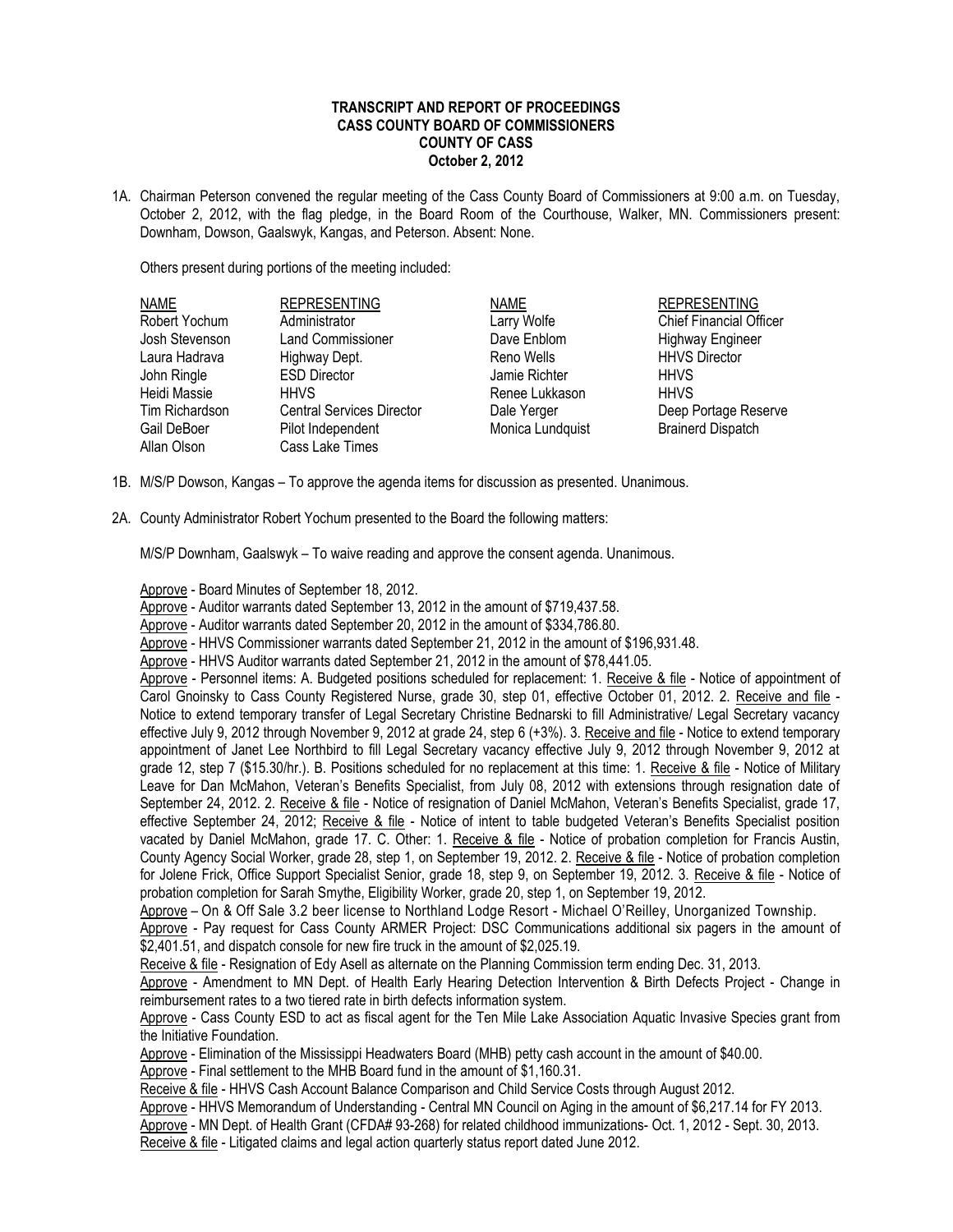**TRANSCRIPT AND REPORT OF PROCEEDINGS**
**CASS COUNTY BOARD OF COMMISSIONERS**
**COUNTY OF CASS**
**October 2, 2012**

1A. Chairman Peterson convened the regular meeting of the Cass County Board of Commissioners at 9:00 a.m. on Tuesday, October 2, 2012, with the flag pledge, in the Board Room of the Courthouse, Walker, MN. Commissioners present: Downham, Dowson, Gaalswyk, Kangas, and Peterson. Absent: None.

Others present during portions of the meeting included:

| NAME | REPRESENTING | NAME | REPRESENTING |
|---|---|---|---|
| Robert Yochum | Administrator | Larry Wolfe | Chief Financial Officer |
| Josh Stevenson | Land Commissioner | Dave Enblom | Highway Engineer |
| Laura Hadrava | Highway Dept. | Reno Wells | HHVS Director |
| John Ringle | ESD Director | Jamie Richter | HHVS |
| Heidi Massie | HHVS | Renee Lukkason | HHVS |
| Tim Richardson | Central Services Director | Dale Yerger | Deep Portage Reserve |
| Gail DeBoer | Pilot Independent | Monica Lundquist | Brainerd Dispatch |
| Allan Olson | Cass Lake Times | | |

1B. M/S/P Dowson, Kangas – To approve the agenda items for discussion as presented. Unanimous.

2A. County Administrator Robert Yochum presented to the Board the following matters:

M/S/P Downham, Gaalswyk – To waive reading and approve the consent agenda. Unanimous.

Approve - Board Minutes of September 18, 2012.
Approve - Auditor warrants dated September 13, 2012 in the amount of $719,437.58.
Approve - Auditor warrants dated September 20, 2012 in the amount of $334,786.80.
Approve - HHVS Commissioner warrants dated September 21, 2012 in the amount of $196,931.48.
Approve - HHVS Auditor warrants dated September 21, 2012 in the amount of $78,441.05.
Approve - Personnel items: A. Budgeted positions scheduled for replacement: 1. Receive & file - Notice of appointment of Carol Gnoinsky to Cass County Registered Nurse, grade 30, step 01, effective October 01, 2012. 2. Receive and file - Notice to extend temporary transfer of Legal Secretary Christine Bednarski to fill Administrative/ Legal Secretary vacancy effective July 9, 2012 through November 9, 2012 at grade 24, step 6 (+3%). 3. Receive and file - Notice to extend temporary appointment of Janet Lee Northbird to fill Legal Secretary vacancy effective July 9, 2012 through November 9, 2012 at grade 12, step 7 ($15.30/hr.). B. Positions scheduled for no replacement at this time: 1. Receive & file - Notice of Military Leave for Dan McMahon, Veteran's Benefits Specialist, from July 08, 2012 with extensions through resignation date of September 24, 2012. 2. Receive & file - Notice of resignation of Daniel McMahon, Veteran's Benefits Specialist, grade 17, effective September 24, 2012; Receive & file - Notice of intent to table budgeted Veteran's Benefits Specialist position vacated by Daniel McMahon, grade 17. C. Other: 1. Receive & file - Notice of probation completion for Francis Austin, County Agency Social Worker, grade 28, step 1, on September 19, 2012. 2. Receive & file - Notice of probation completion for Jolene Frick, Office Support Specialist Senior, grade 18, step 9, on September 19, 2012. 3. Receive & file - Notice of probation completion for Sarah Smythe, Eligibility Worker, grade 20, step 1, on September 19, 2012.
Approve – On & Off Sale 3.2 beer license to Northland Lodge Resort - Michael O'Reilley, Unorganized Township.
Approve - Pay request for Cass County ARMER Project: DSC Communications additional six pagers in the amount of $2,401.51, and dispatch console for new fire truck in the amount of $2,025.19.
Receive & file - Resignation of Edy Asell as alternate on the Planning Commission term ending Dec. 31, 2013.
Approve - Amendment to MN Dept. of Health Early Hearing Detection Intervention & Birth Defects Project - Change in reimbursement rates to a two tiered rate in birth defects information system.
Approve - Cass County ESD to act as fiscal agent for the Ten Mile Lake Association Aquatic Invasive Species grant from the Initiative Foundation.
Approve - Elimination of the Mississippi Headwaters Board (MHB) petty cash account in the amount of $40.00.
Approve - Final settlement to the MHB Board fund in the amount of $1,160.31.
Receive & file - HHVS Cash Account Balance Comparison and Child Service Costs through August 2012.
Approve - HHVS Memorandum of Understanding - Central MN Council on Aging in the amount of $6,217.14 for FY 2013.
Approve - MN Dept. of Health Grant (CFDA# 93-268) for related childhood immunizations- Oct. 1, 2012 - Sept. 30, 2013.
Receive & file - Litigated claims and legal action quarterly status report dated June 2012.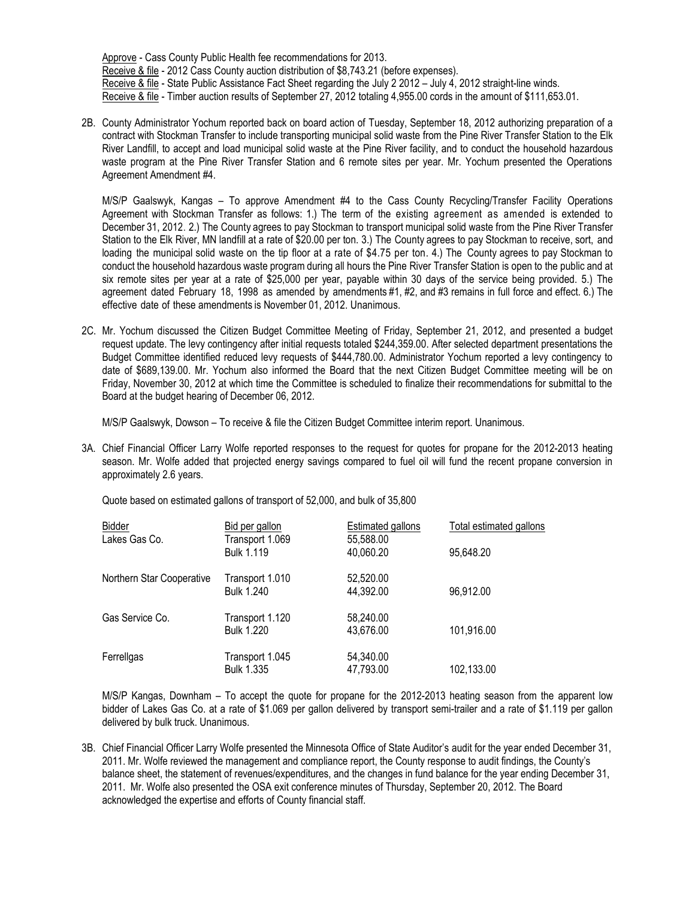Approve - Cass County Public Health fee recommendations for 2013.
Receive & file - 2012 Cass County auction distribution of $8,743.21 (before expenses).
Receive & file - State Public Assistance Fact Sheet regarding the July 2 2012 – July 4, 2012 straight-line winds.
Receive & file - Timber auction results of September 27, 2012 totaling 4,955.00 cords in the amount of $111,653.01.

2B. County Administrator Yochum reported back on board action of Tuesday, September 18, 2012 authorizing preparation of a contract with Stockman Transfer to include transporting municipal solid waste from the Pine River Transfer Station to the Elk River Landfill, to accept and load municipal solid waste at the Pine River facility, and to conduct the household hazardous waste program at the Pine River Transfer Station and 6 remote sites per year. Mr. Yochum presented the Operations Agreement Amendment #4.

M/S/P Gaalswyk, Kangas – To approve Amendment #4 to the Cass County Recycling/Transfer Facility Operations Agreement with Stockman Transfer as follows: 1.) The term of the existing agreement as amended is extended to December 31, 2012. 2.) The County agrees to pay Stockman to transport municipal solid waste from the Pine River Transfer Station to the Elk River, MN landfill at a rate of $20.00 per ton. 3.) The County agrees to pay Stockman to receive, sort, and loading the municipal solid waste on the tip floor at a rate of $4.75 per ton. 4.) The County agrees to pay Stockman to conduct the household hazardous waste program during all hours the Pine River Transfer Station is open to the public and at six remote sites per year at a rate of $25,000 per year, payable within 30 days of the service being provided. 5.) The agreement dated February 18, 1998 as amended by amendments #1, #2, and #3 remains in full force and effect. 6.) The effective date of these amendments is November 01, 2012. Unanimous.

2C. Mr. Yochum discussed the Citizen Budget Committee Meeting of Friday, September 21, 2012, and presented a budget request update. The levy contingency after initial requests totaled $244,359.00. After selected department presentations the Budget Committee identified reduced levy requests of $444,780.00. Administrator Yochum reported a levy contingency to date of $689,139.00. Mr. Yochum also informed the Board that the next Citizen Budget Committee meeting will be on Friday, November 30, 2012 at which time the Committee is scheduled to finalize their recommendations for submittal to the Board at the budget hearing of December 06, 2012.

M/S/P Gaalswyk, Dowson – To receive & file the Citizen Budget Committee interim report. Unanimous.

3A. Chief Financial Officer Larry Wolfe reported responses to the request for quotes for propane for the 2012-2013 heating season. Mr. Wolfe added that projected energy savings compared to fuel oil will fund the recent propane conversion in approximately 2.6 years.

Quote based on estimated gallons of transport of 52,000, and bulk of 35,800

| Bidder | Bid per gallon | Estimated gallons | Total estimated gallons |
|---|---|---|---|
| Lakes Gas Co. | Transport 1.069 | 55,588.00 | |
| | Bulk 1.119 | 40,060.20 | 95,648.20 |
| Northern Star Cooperative | Transport 1.010 | 52,520.00 | |
| | Bulk 1.240 | 44,392.00 | 96,912.00 |
| Gas Service Co. | Transport 1.120 | 58,240.00 | |
| | Bulk 1.220 | 43,676.00 | 101,916.00 |
| Ferrellgas | Transport 1.045 | 54,340.00 | |
| | Bulk 1.335 | 47,793.00 | 102,133.00 |

M/S/P Kangas, Downham – To accept the quote for propane for the 2012-2013 heating season from the apparent low bidder of Lakes Gas Co. at a rate of $1.069 per gallon delivered by transport semi-trailer and a rate of $1.119 per gallon delivered by bulk truck. Unanimous.

3B. Chief Financial Officer Larry Wolfe presented the Minnesota Office of State Auditor's audit for the year ended December 31, 2011. Mr. Wolfe reviewed the management and compliance report, the County response to audit findings, the County's balance sheet, the statement of revenues/expenditures, and the changes in fund balance for the year ending December 31, 2011. Mr. Wolfe also presented the OSA exit conference minutes of Thursday, September 20, 2012. The Board acknowledged the expertise and efforts of County financial staff.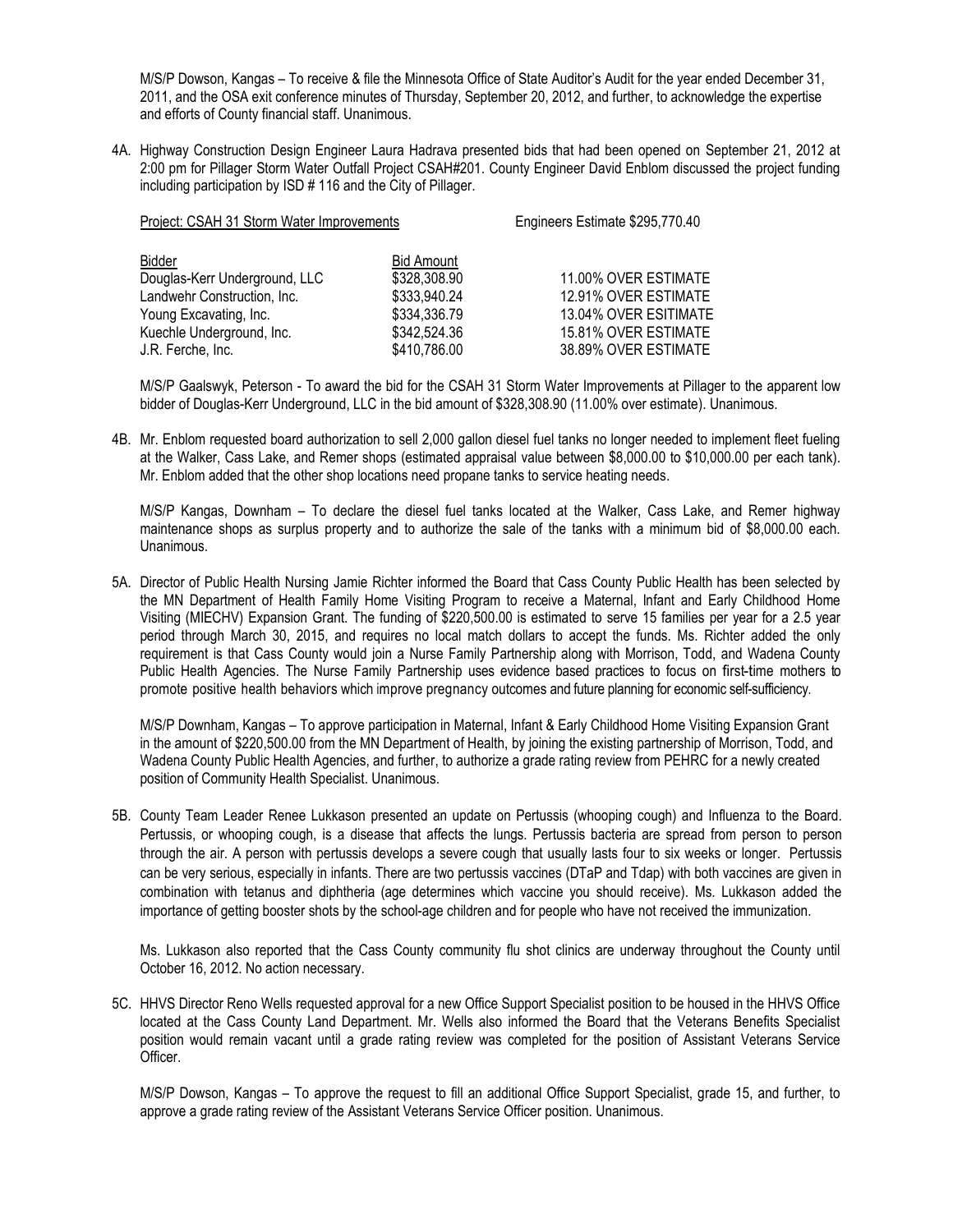M/S/P Dowson, Kangas – To receive & file the Minnesota Office of State Auditor's Audit for the year ended December 31, 2011, and the OSA exit conference minutes of Thursday, September 20, 2012, and further, to acknowledge the expertise and efforts of County financial staff. Unanimous.

4A. Highway Construction Design Engineer Laura Hadrava presented bids that had been opened on September 21, 2012 at 2:00 pm for Pillager Storm Water Outfall Project CSAH#201. County Engineer David Enblom discussed the project funding including participation by ISD # 116 and the City of Pillager.

Project: CSAH 31 Storm Water Improvements — Engineers Estimate $295,770.40

| Bidder | Bid Amount | |
|---|---|---|
| Douglas-Kerr Underground, LLC | $328,308.90 | 11.00% OVER ESTIMATE |
| Landwehr Construction, Inc. | $333,940.24 | 12.91% OVER ESTIMATE |
| Young Excavating, Inc. | $334,336.79 | 13.04% OVER ESITIMATE |
| Kuechle Underground, Inc. | $342,524.36 | 15.81% OVER ESTIMATE |
| J.R. Ferche, Inc. | $410,786.00 | 38.89% OVER ESTIMATE |

M/S/P Gaalswyk, Peterson - To award the bid for the CSAH 31 Storm Water Improvements at Pillager to the apparent low bidder of Douglas-Kerr Underground, LLC in the bid amount of $328,308.90 (11.00% over estimate). Unanimous.

4B. Mr. Enblom requested board authorization to sell 2,000 gallon diesel fuel tanks no longer needed to implement fleet fueling at the Walker, Cass Lake, and Remer shops (estimated appraisal value between $8,000.00 to $10,000.00 per each tank). Mr. Enblom added that the other shop locations need propane tanks to service heating needs.

M/S/P Kangas, Downham – To declare the diesel fuel tanks located at the Walker, Cass Lake, and Remer highway maintenance shops as surplus property and to authorize the sale of the tanks with a minimum bid of $8,000.00 each. Unanimous.

5A. Director of Public Health Nursing Jamie Richter informed the Board that Cass County Public Health has been selected by the MN Department of Health Family Home Visiting Program to receive a Maternal, Infant and Early Childhood Home Visiting (MIECHV) Expansion Grant. The funding of $220,500.00 is estimated to serve 15 families per year for a 2.5 year period through March 30, 2015, and requires no local match dollars to accept the funds. Ms. Richter added the only requirement is that Cass County would join a Nurse Family Partnership along with Morrison, Todd, and Wadena County Public Health Agencies. The Nurse Family Partnership uses evidence based practices to focus on first-time mothers to promote positive health behaviors which improve pregnancy outcomes and future planning for economic self-sufficiency.

M/S/P Downham, Kangas – To approve participation in Maternal, Infant & Early Childhood Home Visiting Expansion Grant in the amount of $220,500.00 from the MN Department of Health, by joining the existing partnership of Morrison, Todd, and Wadena County Public Health Agencies, and further, to authorize a grade rating review from PEHRC for a newly created position of Community Health Specialist. Unanimous.

5B. County Team Leader Renee Lukkason presented an update on Pertussis (whooping cough) and Influenza to the Board. Pertussis, or whooping cough, is a disease that affects the lungs. Pertussis bacteria are spread from person to person through the air. A person with pertussis develops a severe cough that usually lasts four to six weeks or longer. Pertussis can be very serious, especially in infants. There are two pertussis vaccines (DTaP and Tdap) with both vaccines are given in combination with tetanus and diphtheria (age determines which vaccine you should receive). Ms. Lukkason added the importance of getting booster shots by the school-age children and for people who have not received the immunization.

Ms. Lukkason also reported that the Cass County community flu shot clinics are underway throughout the County until October 16, 2012. No action necessary.

5C. HHVS Director Reno Wells requested approval for a new Office Support Specialist position to be housed in the HHVS Office located at the Cass County Land Department. Mr. Wells also informed the Board that the Veterans Benefits Specialist position would remain vacant until a grade rating review was completed for the position of Assistant Veterans Service Officer.

M/S/P Dowson, Kangas – To approve the request to fill an additional Office Support Specialist, grade 15, and further, to approve a grade rating review of the Assistant Veterans Service Officer position. Unanimous.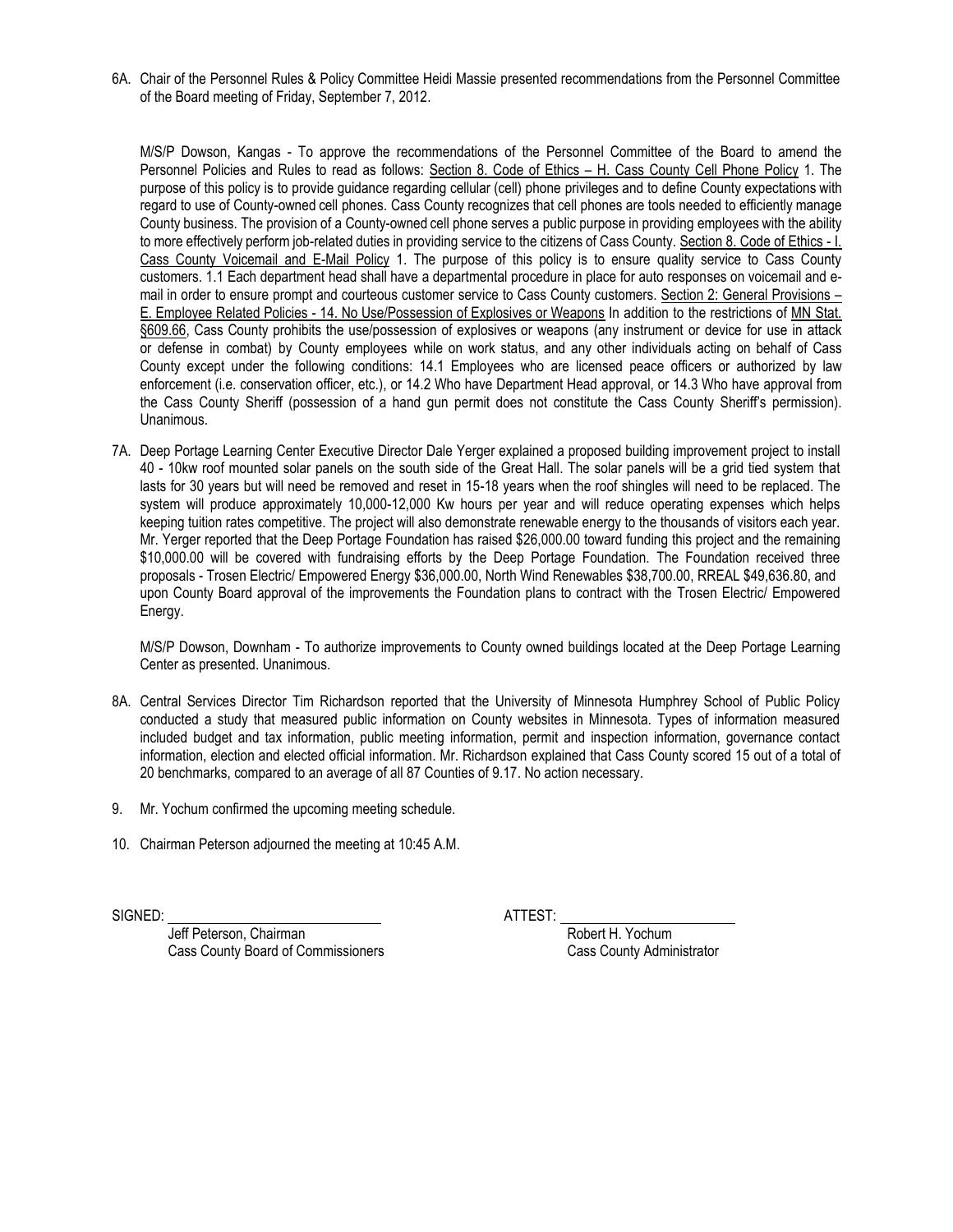6A. Chair of the Personnel Rules & Policy Committee Heidi Massie presented recommendations from the Personnel Committee of the Board meeting of Friday, September 7, 2012.

M/S/P Dowson, Kangas - To approve the recommendations of the Personnel Committee of the Board to amend the Personnel Policies and Rules to read as follows: Section 8. Code of Ethics – H. Cass County Cell Phone Policy 1. The purpose of this policy is to provide guidance regarding cellular (cell) phone privileges and to define County expectations with regard to use of County-owned cell phones. Cass County recognizes that cell phones are tools needed to efficiently manage County business. The provision of a County-owned cell phone serves a public purpose in providing employees with the ability to more effectively perform job-related duties in providing service to the citizens of Cass County. Section 8. Code of Ethics - I. Cass County Voicemail and E-Mail Policy 1. The purpose of this policy is to ensure quality service to Cass County customers. 1.1 Each department head shall have a departmental procedure in place for auto responses on voicemail and e-mail in order to ensure prompt and courteous customer service to Cass County customers. Section 2: General Provisions – E. Employee Related Policies - 14. No Use/Possession of Explosives or Weapons In addition to the restrictions of MN Stat. §609.66, Cass County prohibits the use/possession of explosives or weapons (any instrument or device for use in attack or defense in combat) by County employees while on work status, and any other individuals acting on behalf of Cass County except under the following conditions: 14.1 Employees who are licensed peace officers or authorized by law enforcement (i.e. conservation officer, etc.), or 14.2 Who have Department Head approval, or 14.3 Who have approval from the Cass County Sheriff (possession of a hand gun permit does not constitute the Cass County Sheriff's permission). Unanimous.

7A. Deep Portage Learning Center Executive Director Dale Yerger explained a proposed building improvement project to install 40 - 10kw roof mounted solar panels on the south side of the Great Hall. The solar panels will be a grid tied system that lasts for 30 years but will need to be removed and reset in 15-18 years when the roof shingles will need to be replaced. The system will produce approximately 10,000-12,000 Kw hours per year and will reduce operating expenses which helps keeping tuition rates competitive. The project will also demonstrate renewable energy to the thousands of visitors each year. Mr. Yerger reported that the Deep Portage Foundation has raised $26,000.00 toward funding this project and the remaining $10,000.00 will be covered with fundraising efforts by the Deep Portage Foundation. The Foundation received three proposals - Trosen Electric/ Empowered Energy $36,000.00, North Wind Renewables $38,700.00, RREAL $49,636.80, and upon County Board approval of the improvements the Foundation plans to contract with the Trosen Electric/ Empowered Energy.

M/S/P Dowson, Downham - To authorize improvements to County owned buildings located at the Deep Portage Learning Center as presented. Unanimous.

8A. Central Services Director Tim Richardson reported that the University of Minnesota Humphrey School of Public Policy conducted a study that measured public information on County websites in Minnesota. Types of information measured included budget and tax information, public meeting information, permit and inspection information, governance contact information, election and elected official information. Mr. Richardson explained that Cass County scored 15 out of a total of 20 benchmarks, compared to an average of all 87 Counties of 9.17. No action necessary.

9. Mr. Yochum confirmed the upcoming meeting schedule.

10. Chairman Peterson adjourned the meeting at 10:45 A.M.

SIGNED: ______________________________

Jeff Peterson, Chairman
Cass County Board of Commissioners

ATTEST: ______________________________

Robert H. Yochum
Cass County Administrator